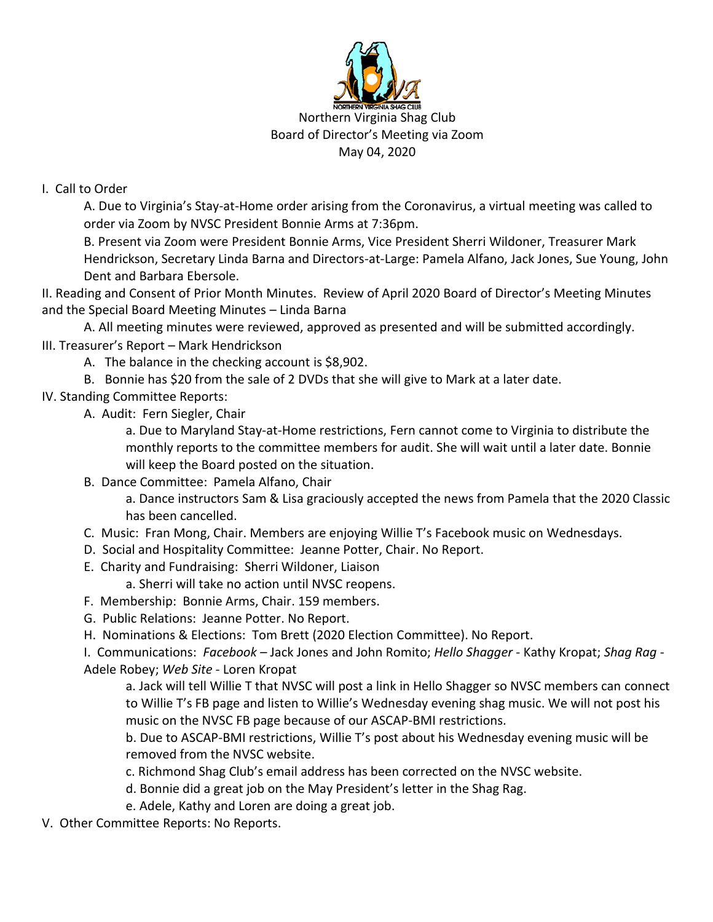Northern Virginia Shag Club
Board of Director's Meeting via Zoom
May 04, 2020

I. Call to Order

A. Due to Virginia's Stay-at-Home order arising from the Coronavirus, a virtual meeting was called to order via Zoom by NVSC President Bonnie Arms at 7:36pm.

B. Present via Zoom were President Bonnie Arms, Vice President Sherri Wildoner, Treasurer Mark Hendrickson, Secretary Linda Barna and Directors-at-Large: Pamela Alfano, Jack Jones, Sue Young, John Dent and Barbara Ebersole.

II. Reading and Consent of Prior Month Minutes. Review of April 2020 Board of Director's Meeting Minutes and the Special Board Meeting Minutes – Linda Barna

A. All meeting minutes were reviewed, approved as presented and will be submitted accordingly.

III. Treasurer's Report – Mark Hendrickson

A. The balance in the checking account is $8,902.

B. Bonnie has $20 from the sale of 2 DVDs that she will give to Mark at a later date.

IV. Standing Committee Reports:

A. Audit: Fern Siegler, Chair

a. Due to Maryland Stay-at-Home restrictions, Fern cannot come to Virginia to distribute the monthly reports to the committee members for audit. She will wait until a later date. Bonnie will keep the Board posted on the situation.

B. Dance Committee: Pamela Alfano, Chair

a. Dance instructors Sam & Lisa graciously accepted the news from Pamela that the 2020 Classic has been cancelled.

C. Music: Fran Mong, Chair. Members are enjoying Willie T's Facebook music on Wednesdays.

D. Social and Hospitality Committee: Jeanne Potter, Chair. No Report.

E. Charity and Fundraising: Sherri Wildoner, Liaison

a. Sherri will take no action until NVSC reopens.

F. Membership: Bonnie Arms, Chair. 159 members.

G. Public Relations: Jeanne Potter. No Report.

H. Nominations & Elections: Tom Brett (2020 Election Committee). No Report.

I. Communications: *Facebook* – Jack Jones and John Romito; *Hello Shagger* - Kathy Kropat; *Shag Rag* - Adele Robey; *Web Site* - Loren Kropat

a. Jack will tell Willie T that NVSC will post a link in Hello Shagger so NVSC members can connect to Willie T's FB page and listen to Willie's Wednesday evening shag music. We will not post his music on the NVSC FB page because of our ASCAP-BMI restrictions.

b. Due to ASCAP-BMI restrictions, Willie T's post about his Wednesday evening music will be removed from the NVSC website.

c. Richmond Shag Club's email address has been corrected on the NVSC website.

d. Bonnie did a great job on the May President's letter in the Shag Rag.

e. Adele, Kathy and Loren are doing a great job.

V. Other Committee Reports: No Reports.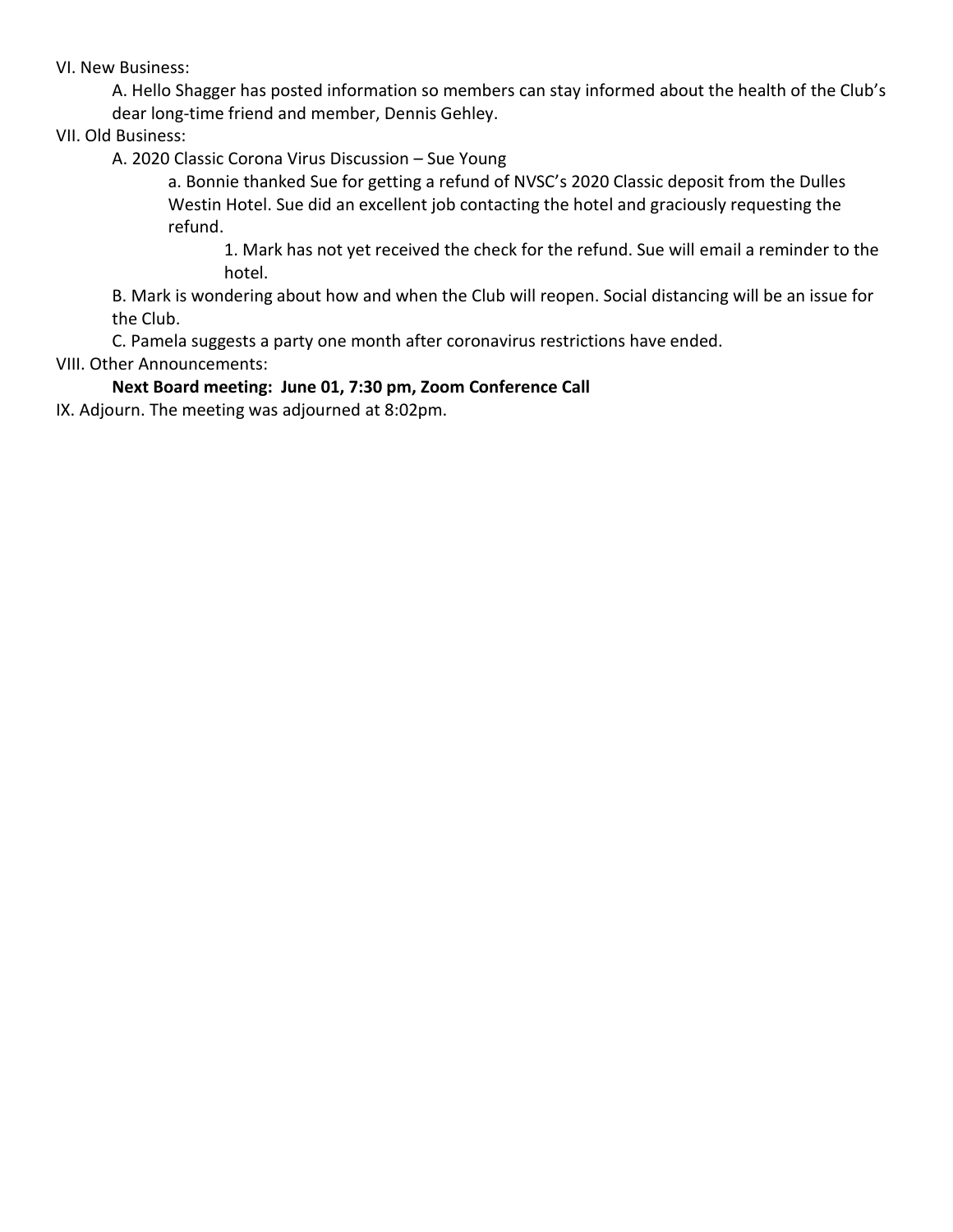VI. New Business:

A. Hello Shagger has posted information so members can stay informed about the health of the Club's dear long-time friend and member, Dennis Gehley.

VII. Old Business:

A. 2020 Classic Corona Virus Discussion – Sue Young

a. Bonnie thanked Sue for getting a refund of NVSC's 2020 Classic deposit from the Dulles Westin Hotel. Sue did an excellent job contacting the hotel and graciously requesting the refund.

1. Mark has not yet received the check for the refund. Sue will email a reminder to the hotel.

B. Mark is wondering about how and when the Club will reopen. Social distancing will be an issue for the Club.

C. Pamela suggests a party one month after coronavirus restrictions have ended.

VIII. Other Announcements:

**Next Board meeting: June 01, 7:30 pm, Zoom Conference Call**

IX. Adjourn. The meeting was adjourned at 8:02pm.